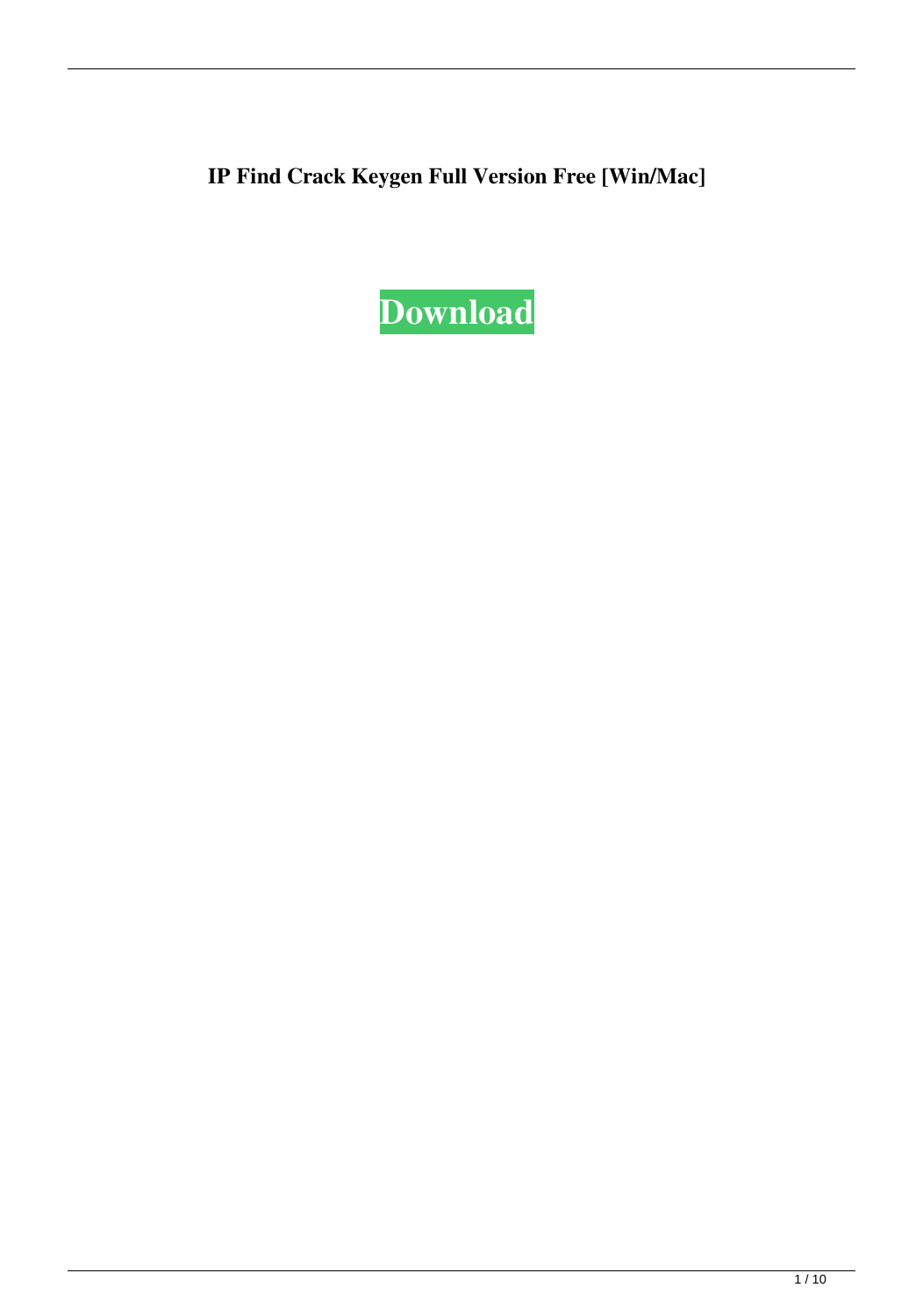**IP Find Crack Keygen Full Version Free [Win/Mac]**

**Download**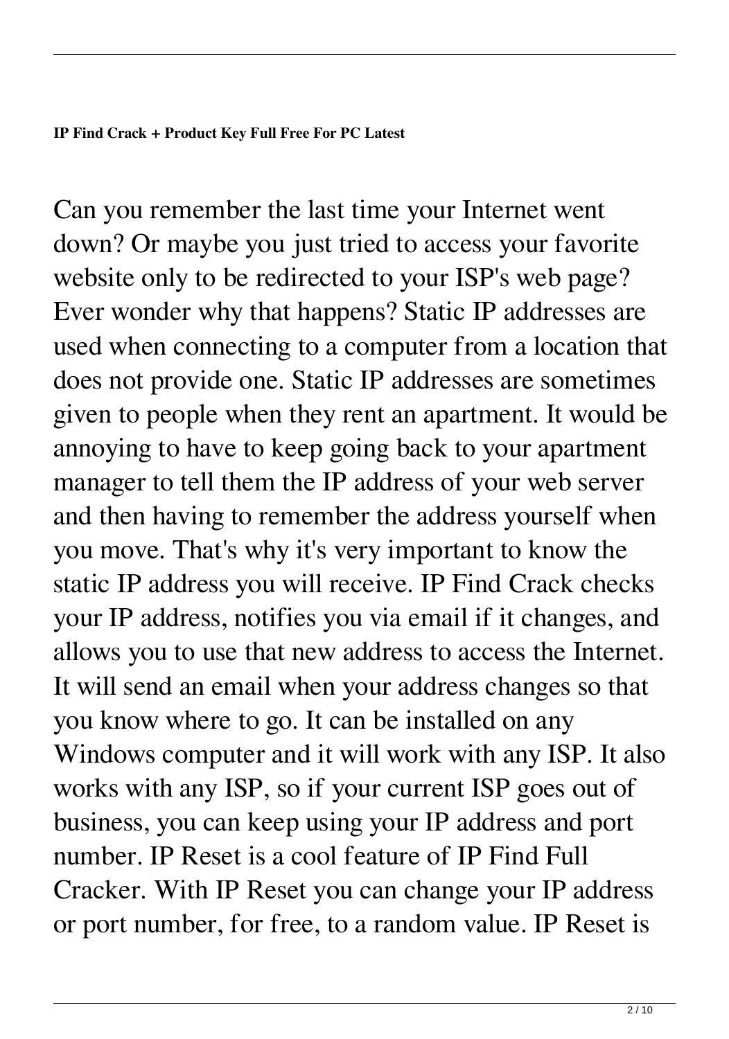**IP Find Crack + Product Key Full Free For PC Latest**

Can you remember the last time your Internet went down? Or maybe you just tried to access your favorite website only to be redirected to your ISP's web page? Ever wonder why that happens? Static IP addresses are used when connecting to a computer from a location that does not provide one. Static IP addresses are sometimes given to people when they rent an apartment. It would be annoying to have to keep going back to your apartment manager to tell them the IP address of your web server and then having to remember the address yourself when you move. That's why it's very important to know the static IP address you will receive. IP Find Crack checks your IP address, notifies you via email if it changes, and allows you to use that new address to access the Internet. It will send an email when your address changes so that you know where to go. It can be installed on any Windows computer and it will work with any ISP. It also works with any ISP, so if your current ISP goes out of business, you can keep using your IP address and port number. IP Reset is a cool feature of IP Find Full Cracker. With IP Reset you can change your IP address or port number, for free, to a random value. IP Reset is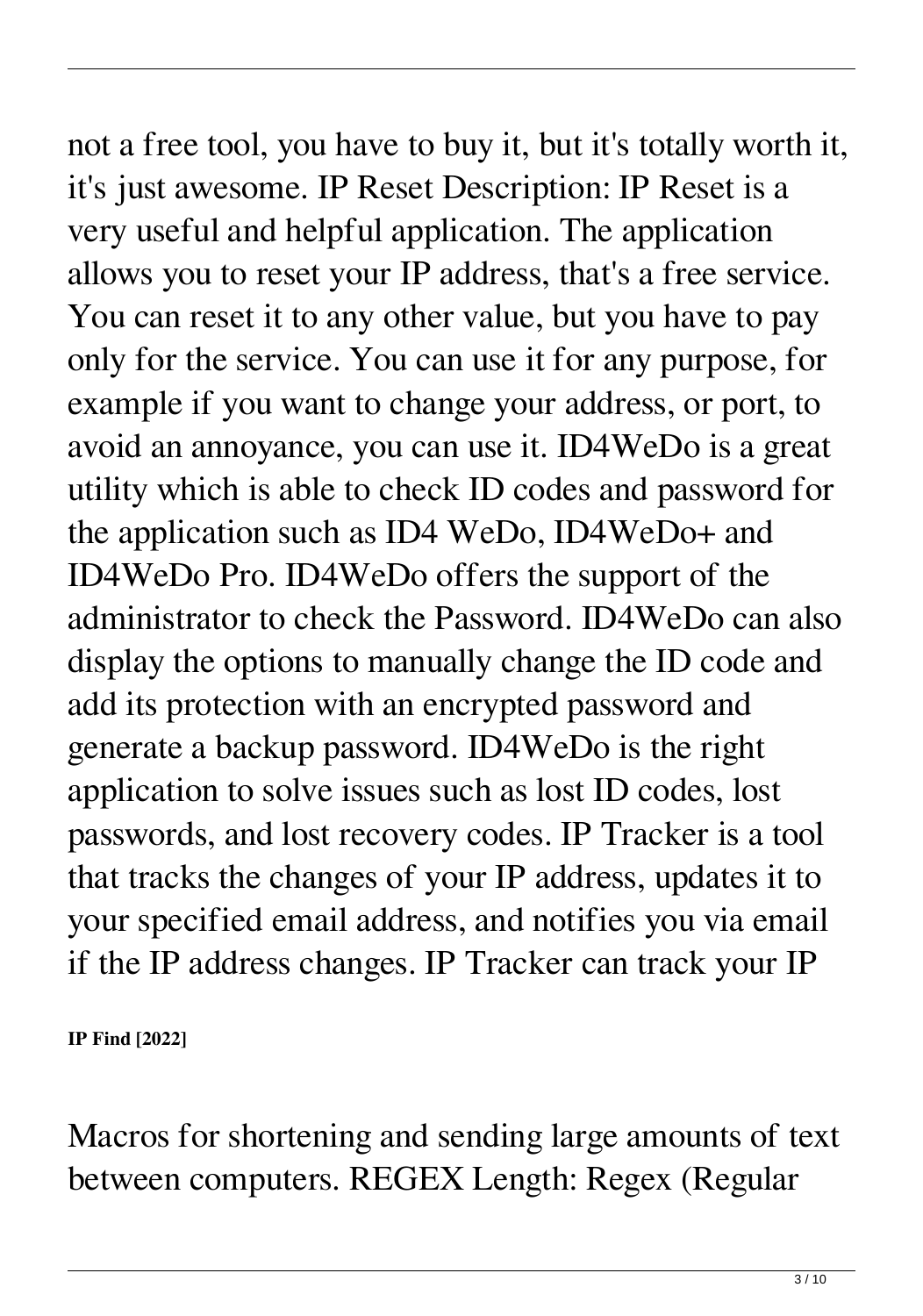not a free tool, you have to buy it, but it's totally worth it, it's just awesome. IP Reset Description: IP Reset is a very useful and helpful application. The application allows you to reset your IP address, that's a free service. You can reset it to any other value, but you have to pay only for the service. You can use it for any purpose, for example if you want to change your address, or port, to avoid an annoyance, you can use it. ID4WeDo is a great utility which is able to check ID codes and password for the application such as ID4 WeDo, ID4WeDo+ and ID4WeDo Pro. ID4WeDo offers the support of the administrator to check the Password. ID4WeDo can also display the options to manually change the ID code and add its protection with an encrypted password and generate a backup password. ID4WeDo is the right application to solve issues such as lost ID codes, lost passwords, and lost recovery codes. IP Tracker is a tool that tracks the changes of your IP address, updates it to your specified email address, and notifies you via email if the IP address changes. IP Tracker can track your IP

**IP Find [2022]**

Macros for shortening and sending large amounts of text between computers. REGEX Length: Regex (Regular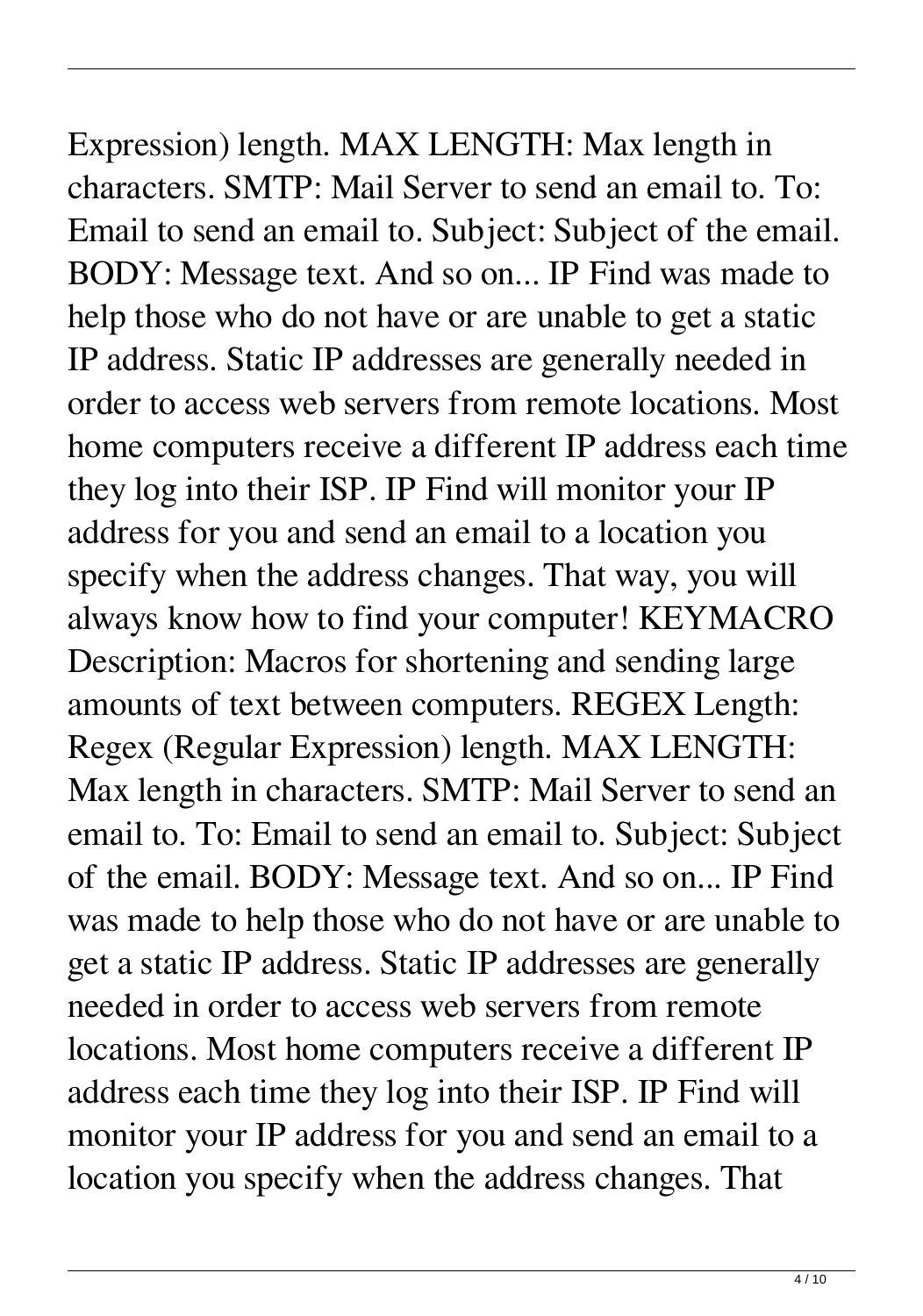Expression) length. MAX LENGTH: Max length in characters. SMTP: Mail Server to send an email to. To: Email to send an email to. Subject: Subject of the email. BODY: Message text. And so on... IP Find was made to help those who do not have or are unable to get a static IP address. Static IP addresses are generally needed in order to access web servers from remote locations. Most home computers receive a different IP address each time they log into their ISP. IP Find will monitor your IP address for you and send an email to a location you specify when the address changes. That way, you will always know how to find your computer! KEYMACRO Description: Macros for shortening and sending large amounts of text between computers. REGEX Length: Regex (Regular Expression) length. MAX LENGTH: Max length in characters. SMTP: Mail Server to send an email to. To: Email to send an email to. Subject: Subject of the email. BODY: Message text. And so on... IP Find was made to help those who do not have or are unable to get a static IP address. Static IP addresses are generally needed in order to access web servers from remote locations. Most home computers receive a different IP address each time they log into their ISP. IP Find will monitor your IP address for you and send an email to a location you specify when the address changes. That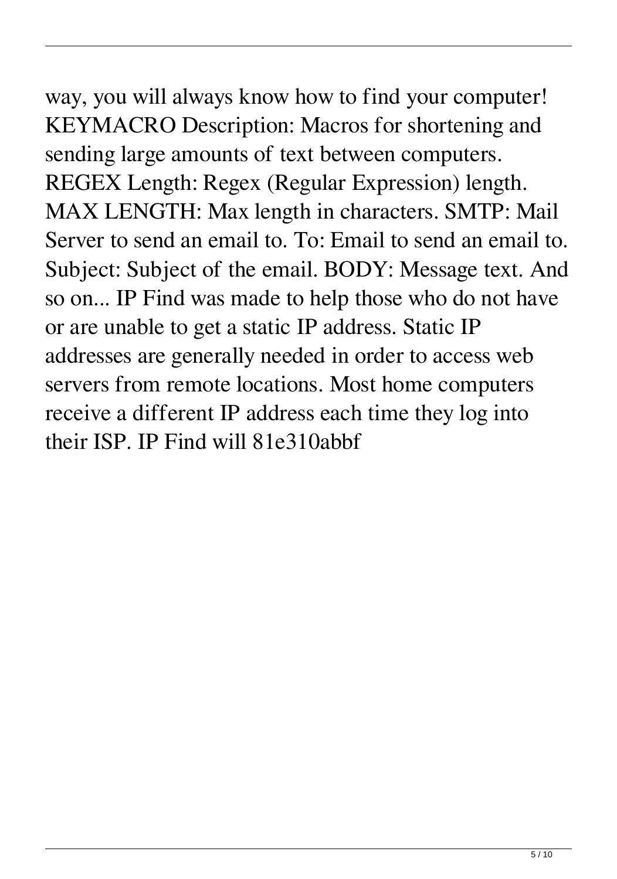way, you will always know how to find your computer! KEYMACRO Description: Macros for shortening and sending large amounts of text between computers. REGEX Length: Regex (Regular Expression) length. MAX LENGTH: Max length in characters. SMTP: Mail Server to send an email to. To: Email to send an email to. Subject: Subject of the email. BODY: Message text. And so on... IP Find was made to help those who do not have or are unable to get a static IP address. Static IP addresses are generally needed in order to access web servers from remote locations. Most home computers receive a different IP address each time they log into their ISP. IP Find will 81e310abbf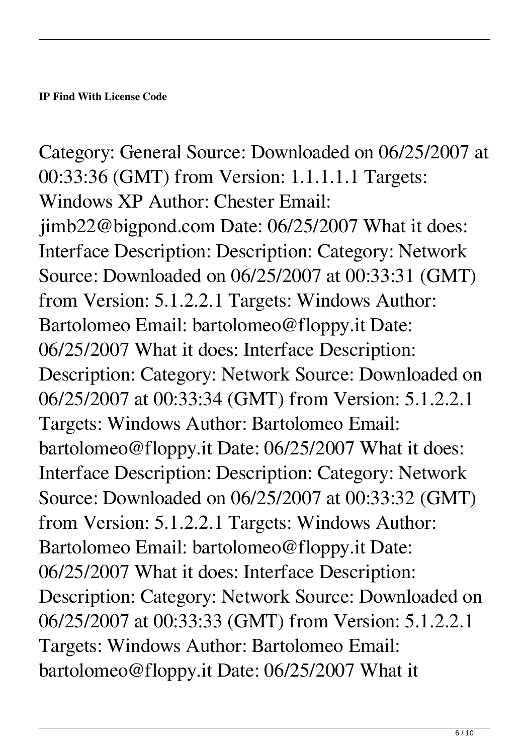**IP Find With License Code**

Category: General Source: Downloaded on 06/25/2007 at 00:33:36 (GMT) from Version: 1.1.1.1.1 Targets: Windows XP Author: Chester Email: jimb22@bigpond.com Date: 06/25/2007 What it does: Interface Description: Description: Category: Network Source: Downloaded on 06/25/2007 at 00:33:31 (GMT) from Version: 5.1.2.2.1 Targets: Windows Author: Bartolomeo Email: bartolomeo@floppy.it Date: 06/25/2007 What it does: Interface Description: Description: Category: Network Source: Downloaded on 06/25/2007 at 00:33:34 (GMT) from Version: 5.1.2.2.1 Targets: Windows Author: Bartolomeo Email: bartolomeo@floppy.it Date: 06/25/2007 What it does: Interface Description: Description: Category: Network Source: Downloaded on 06/25/2007 at 00:33:32 (GMT) from Version: 5.1.2.2.1 Targets: Windows Author: Bartolomeo Email: bartolomeo@floppy.it Date: 06/25/2007 What it does: Interface Description: Description: Category: Network Source: Downloaded on 06/25/2007 at 00:33:33 (GMT) from Version: 5.1.2.2.1 Targets: Windows Author: Bartolomeo Email: bartolomeo@floppy.it Date: 06/25/2007 What it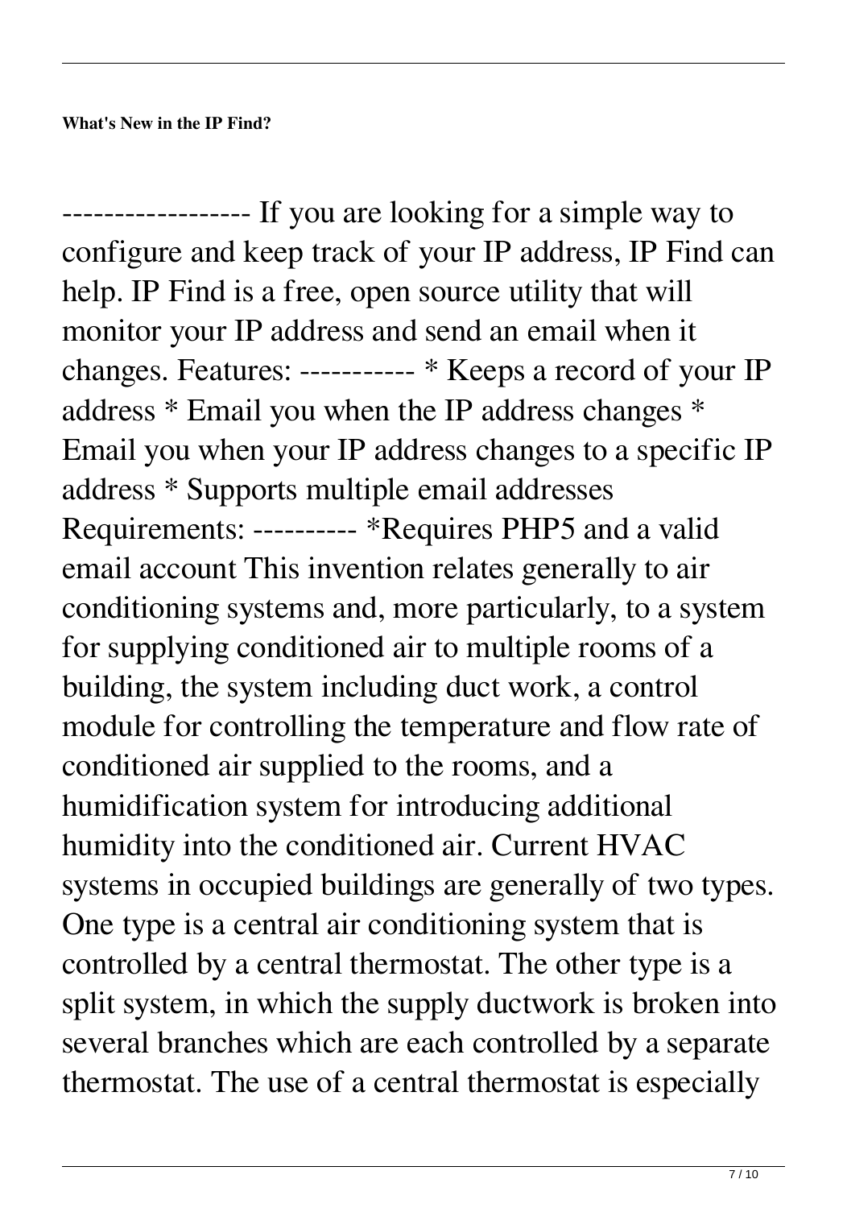**What's New in the IP Find?**

------------------ If you are looking for a simple way to configure and keep track of your IP address, IP Find can help. IP Find is a free, open source utility that will monitor your IP address and send an email when it changes. Features: ----------- * Keeps a record of your IP address * Email you when the IP address changes * Email you when your IP address changes to a specific IP address * Supports multiple email addresses Requirements: ---------- *Requires PHP5 and a valid email account This invention relates generally to air conditioning systems and, more particularly, to a system for supplying conditioned air to multiple rooms of a building, the system including duct work, a control module for controlling the temperature and flow rate of conditioned air supplied to the rooms, and a humidification system for introducing additional humidity into the conditioned air. Current HVAC systems in occupied buildings are generally of two types. One type is a central air conditioning system that is controlled by a central thermostat. The other type is a split system, in which the supply ductwork is broken into several branches which are each controlled by a separate thermostat. The use of a central thermostat is especially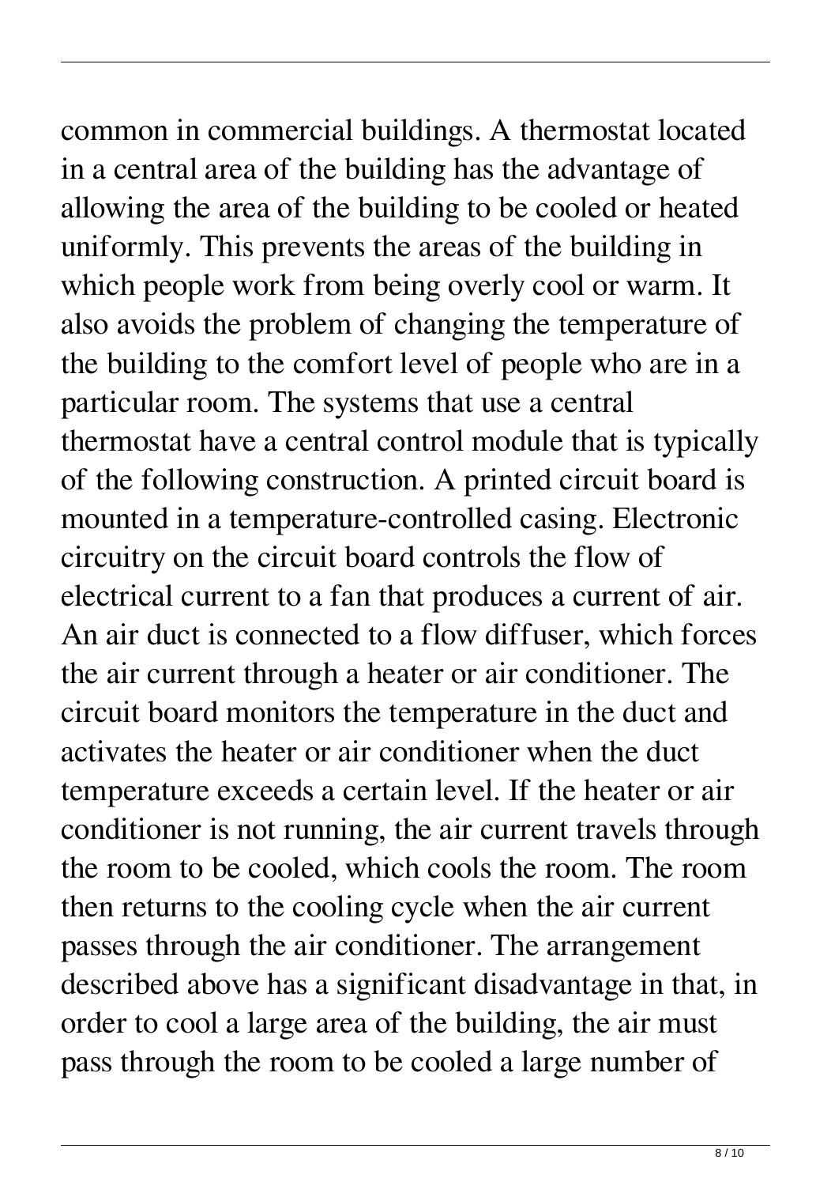common in commercial buildings. A thermostat located in a central area of the building has the advantage of allowing the area of the building to be cooled or heated uniformly. This prevents the areas of the building in which people work from being overly cool or warm. It also avoids the problem of changing the temperature of the building to the comfort level of people who are in a particular room. The systems that use a central thermostat have a central control module that is typically of the following construction. A printed circuit board is mounted in a temperature-controlled casing. Electronic circuitry on the circuit board controls the flow of electrical current to a fan that produces a current of air. An air duct is connected to a flow diffuser, which forces the air current through a heater or air conditioner. The circuit board monitors the temperature in the duct and activates the heater or air conditioner when the duct temperature exceeds a certain level. If the heater or air conditioner is not running, the air current travels through the room to be cooled, which cools the room. The room then returns to the cooling cycle when the air current passes through the air conditioner. The arrangement described above has a significant disadvantage in that, in order to cool a large area of the building, the air must pass through the room to be cooled a large number of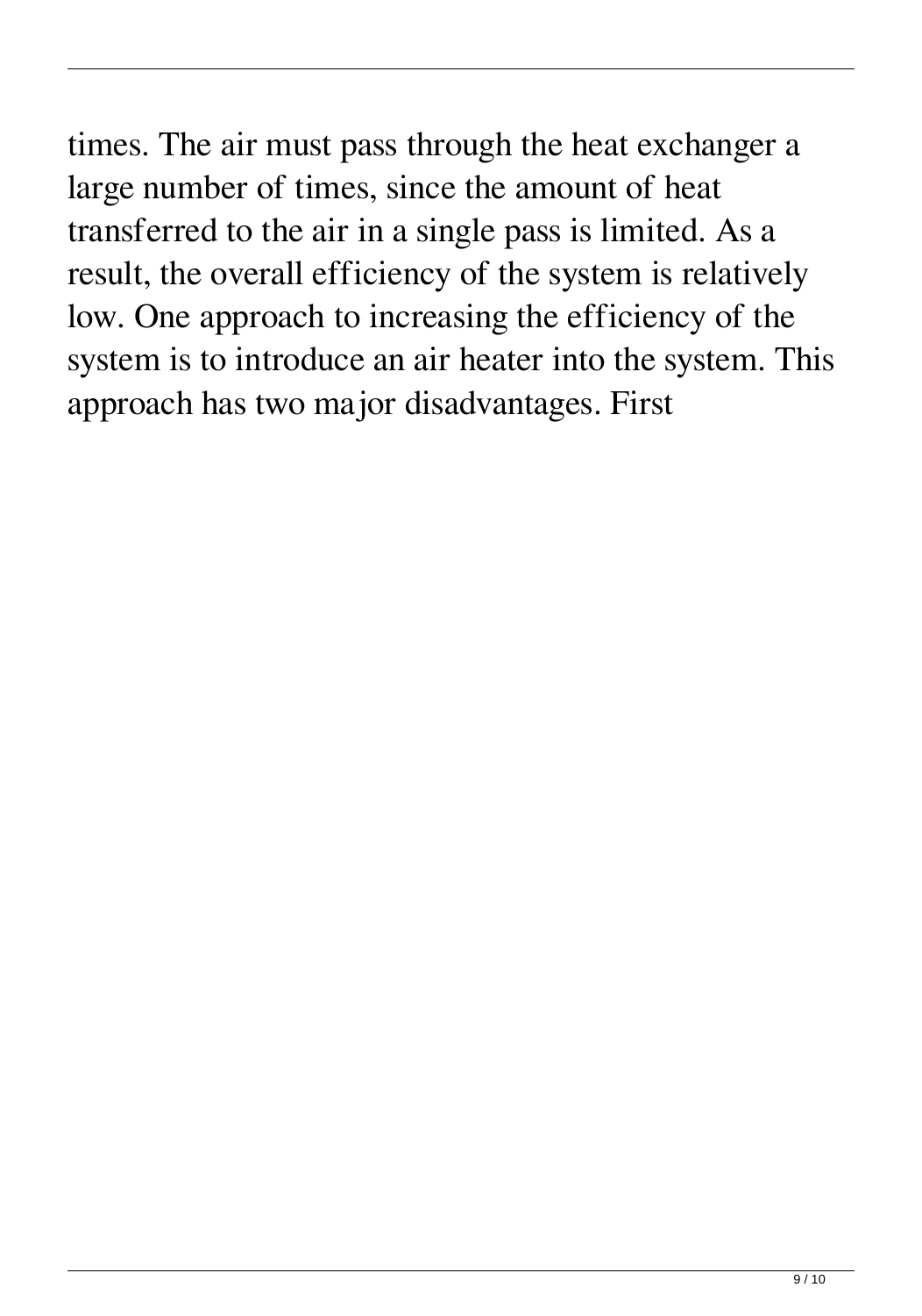times. The air must pass through the heat exchanger a large number of times, since the amount of heat transferred to the air in a single pass is limited. As a result, the overall efficiency of the system is relatively low. One approach to increasing the efficiency of the system is to introduce an air heater into the system. This approach has two major disadvantages. First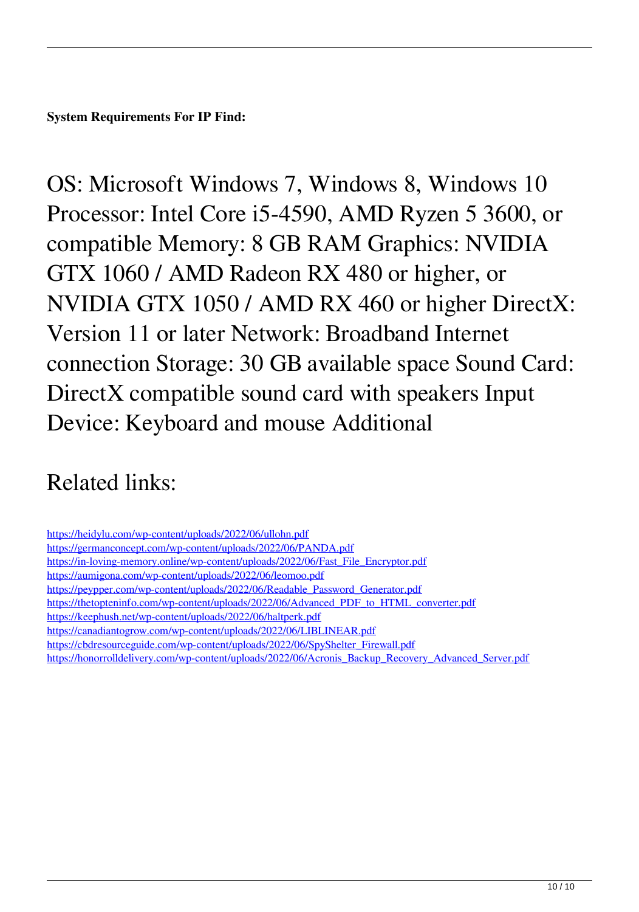**System Requirements For IP Find:**

OS: Microsoft Windows 7, Windows 8, Windows 10 Processor: Intel Core i5-4590, AMD Ryzen 5 3600, or compatible Memory: 8 GB RAM Graphics: NVIDIA GTX 1060 / AMD Radeon RX 480 or higher, or NVIDIA GTX 1050 / AMD RX 460 or higher DirectX: Version 11 or later Network: Broadband Internet connection Storage: 30 GB available space Sound Card: DirectX compatible sound card with speakers Input Device: Keyboard and mouse Additional

Related links:

https://heidylu.com/wp-content/uploads/2022/06/ullohn.pdf
https://germanconcept.com/wp-content/uploads/2022/06/PANDA.pdf
https://in-loving-memory.online/wp-content/uploads/2022/06/Fast_File_Encryptor.pdf
https://aumigona.com/wp-content/uploads/2022/06/leomoo.pdf
https://peypper.com/wp-content/uploads/2022/06/Readable_Password_Generator.pdf
https://thetopteninfo.com/wp-content/uploads/2022/06/Advanced_PDF_to_HTML_converter.pdf
https://keephush.net/wp-content/uploads/2022/06/haltperk.pdf
https://canadiantogrow.com/wp-content/uploads/2022/06/LIBLINEAR.pdf
https://cbdresourceguide.com/wp-content/uploads/2022/06/SpyShelter_Firewall.pdf
https://honorrolldelivery.com/wp-content/uploads/2022/06/Acronis_Backup_Recovery_Advanced_Server.pdf